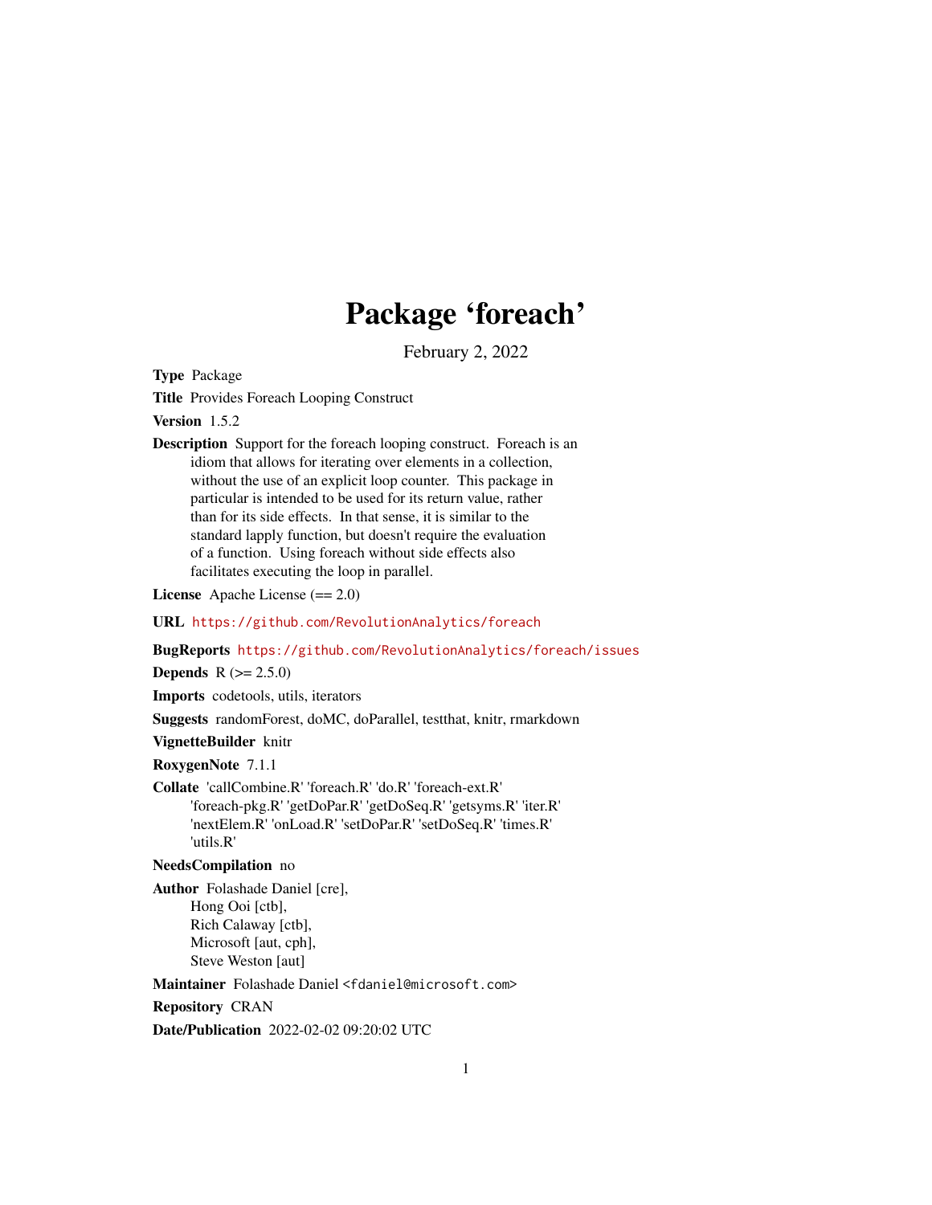# Package 'foreach'

February 2, 2022

**Type** Package

**Title** Provides Foreach Looping Construct

**Version** 1.5.2

**Description** Support for the foreach looping construct. Foreach is an idiom that allows for iterating over elements in a collection, without the use of an explicit loop counter. This package in particular is intended to be used for its return value, rather than for its side effects. In that sense, it is similar to the standard lapply function, but doesn't require the evaluation of a function. Using foreach without side effects also facilitates executing the loop in parallel.

**License** Apache License (== 2.0)

**URL** https://github.com/RevolutionAnalytics/foreach

**BugReports** https://github.com/RevolutionAnalytics/foreach/issues

**Depends** R (>= 2.5.0)

**Imports** codetools, utils, iterators

**Suggests** randomForest, doMC, doParallel, testthat, knitr, rmarkdown

**VignetteBuilder** knitr

**RoxygenNote** 7.1.1

**Collate** 'callCombine.R' 'foreach.R' 'do.R' 'foreach-ext.R' 'foreach-pkg.R' 'getDoPar.R' 'getDoSeq.R' 'getsyms.R' 'iter.R' 'nextElem.R' 'onLoad.R' 'setDoPar.R' 'setDoSeq.R' 'times.R' 'utils.R'

**NeedsCompilation** no

**Author** Folashade Daniel [cre],
Hong Ooi [ctb],
Rich Calaway [ctb],
Microsoft [aut, cph],
Steve Weston [aut]

**Maintainer** Folashade Daniel <fdaniel@microsoft.com>

**Repository** CRAN

**Date/Publication** 2022-02-02 09:20:02 UTC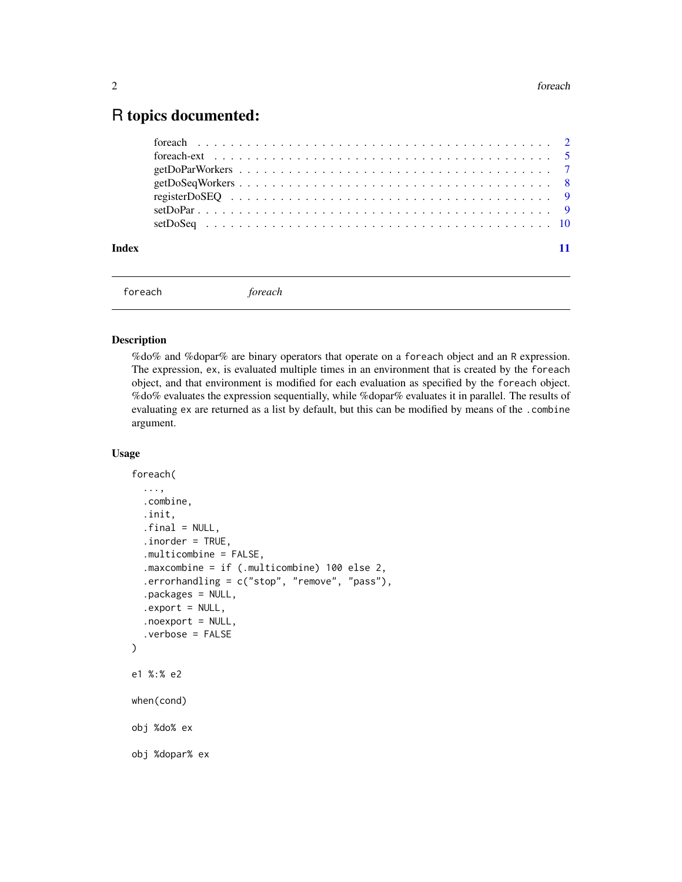# R topics documented:

foreach . . . . . . . . . . . . . . . . . . . . . . . . . . . . . . . . . . . . . . . . . 2
foreach-ext . . . . . . . . . . . . . . . . . . . . . . . . . . . . . . . . . . . . . . . 5
getDoParWorkers . . . . . . . . . . . . . . . . . . . . . . . . . . . . . . . . . . . . 7
getDoSeqWorkers . . . . . . . . . . . . . . . . . . . . . . . . . . . . . . . . . . . . 8
registerDoSEQ . . . . . . . . . . . . . . . . . . . . . . . . . . . . . . . . . . . . . 9
setDoPar . . . . . . . . . . . . . . . . . . . . . . . . . . . . . . . . . . . . . . . . 9
setDoSeq . . . . . . . . . . . . . . . . . . . . . . . . . . . . . . . . . . . . . . . . 10

**Index** 11

---

`foreach` *foreach*

---

### Description

%do% and %dopar% are binary operators that operate on a `foreach` object and an `R` expression. The expression, `ex`, is evaluated multiple times in an environment that is created by the `foreach` object, and that environment is modified for each evaluation as specified by the `foreach` object. %do% evaluates the expression sequentially, while %dopar% evaluates it in parallel. The results of evaluating `ex` are returned as a list by default, but this can be modified by means of the `.combine` argument.

### Usage

```
foreach(
  ...,
  .combine,
  .init,
  .final = NULL,
  .inorder = TRUE,
  .multicombine = FALSE,
  .maxcombine = if (.multicombine) 100 else 2,
  .errorhandling = c("stop", "remove", "pass"),
  .packages = NULL,
  .export = NULL,
  .noexport = NULL,
  .verbose = FALSE
)

e1 %:% e2

when(cond)

obj %do% ex

obj %dopar% ex
```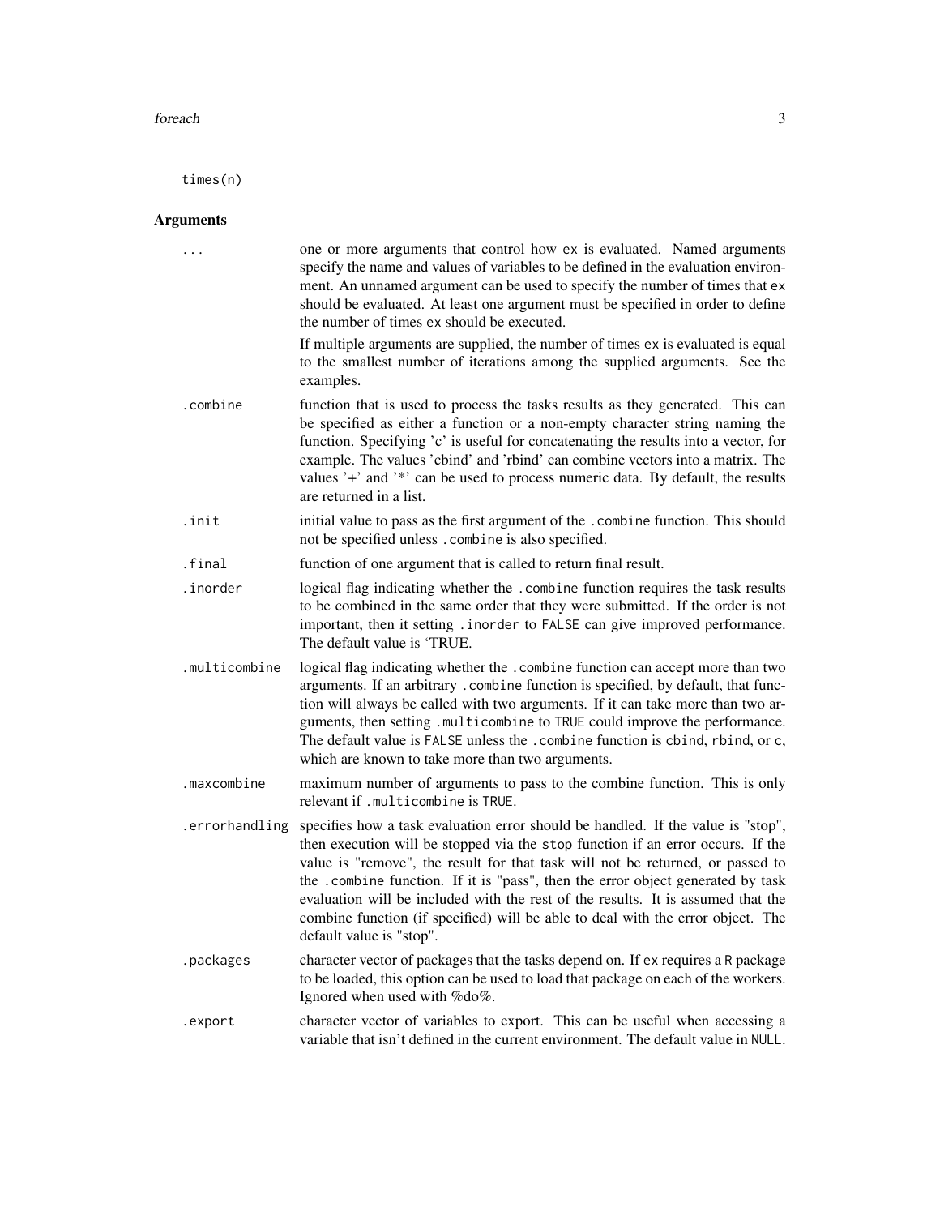```
times(n)
```

## Arguments

| | |
|---|---|
| `...` | one or more arguments that control how `ex` is evaluated. Named arguments specify the name and values of variables to be defined in the evaluation environment. An unnamed argument can be used to specify the number of times that `ex` should be evaluated. At least one argument must be specified in order to define the number of times `ex` should be executed.<br><br>If multiple arguments are supplied, the number of times `ex` is evaluated is equal to the smallest number of iterations among the supplied arguments. See the examples. |
| `.combine` | function that is used to process the tasks results as they generated. This can be specified as either a function or a non-empty character string naming the function. Specifying 'c' is useful for concatenating the results into a vector, for example. The values 'cbind' and 'rbind' can combine vectors into a matrix. The values '+' and '*' can be used to process numeric data. By default, the results are returned in a list. |
| `.init` | initial value to pass as the first argument of the `.combine` function. This should not be specified unless `.combine` is also specified. |
| `.final` | function of one argument that is called to return final result. |
| `.inorder` | logical flag indicating whether the `.combine` function requires the task results to be combined in the same order that they were submitted. If the order is not important, then it setting `.inorder` to `FALSE` can give improved performance. The default value is 'TRUE. |
| `.multicombine` | logical flag indicating whether the `.combine` function can accept more than two arguments. If an arbitrary `.combine` function is specified, by default, that function will always be called with two arguments. If it can take more than two arguments, then setting `.multicombine` to `TRUE` could improve the performance. The default value is `FALSE` unless the `.combine` function is `cbind`, `rbind`, or `c`, which are known to take more than two arguments. |
| `.maxcombine` | maximum number of arguments to pass to the combine function. This is only relevant if `.multicombine` is `TRUE`. |
| `.errorhandling` | specifies how a task evaluation error should be handled. If the value is "stop", then execution will be stopped via the `stop` function if an error occurs. If the value is "remove", the result for that task will not be returned, or passed to the `.combine` function. If it is "pass", then the error object generated by task evaluation will be included with the rest of the results. It is assumed that the combine function (if specified) will be able to deal with the error object. The default value is "stop". |
| `.packages` | character vector of packages that the tasks depend on. If `ex` requires a `R` package to be loaded, this option can be used to load that package on each of the workers. Ignored when used with %do%. |
| `.export` | character vector of variables to export. This can be useful when accessing a variable that isn't defined in the current environment. The default value in `NULL`. |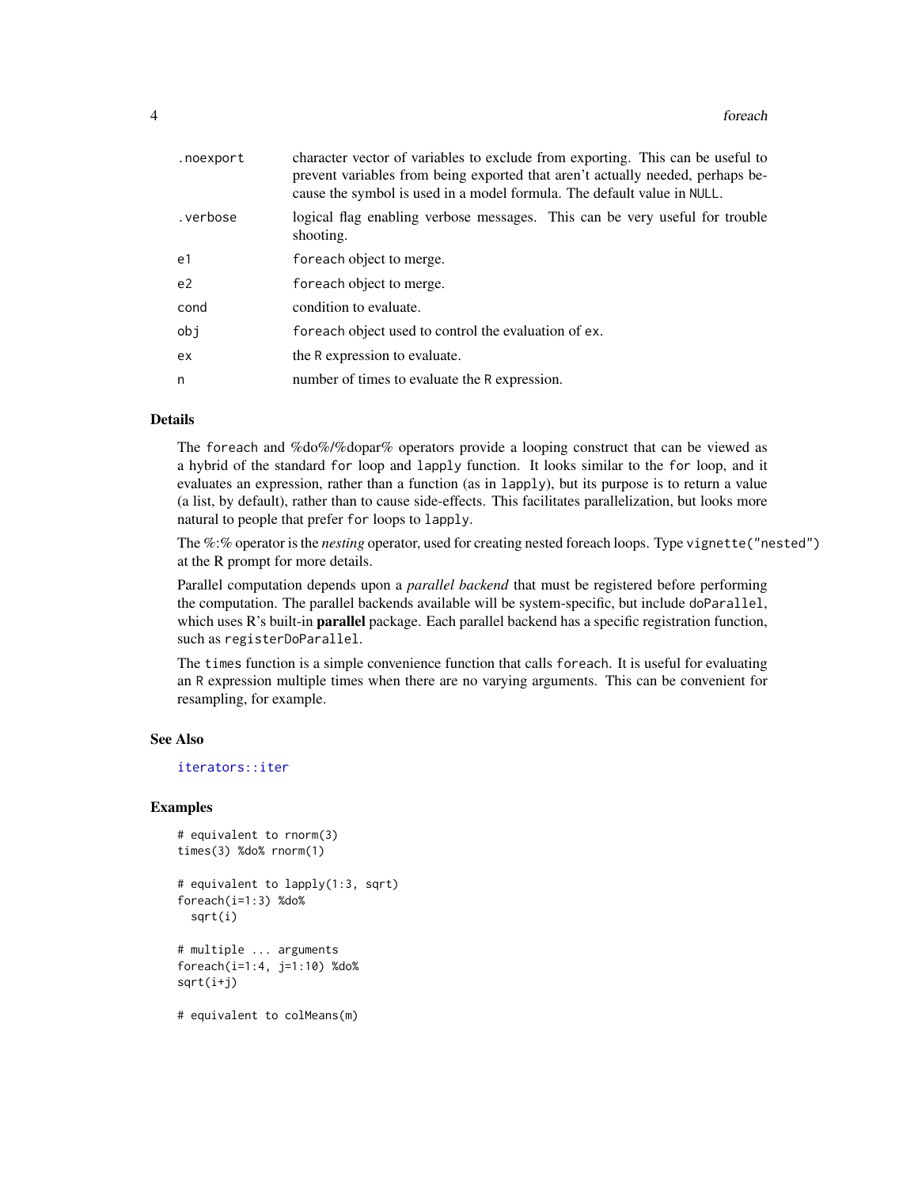| | |
|---|---|
| .noexport | character vector of variables to exclude from exporting. This can be useful to prevent variables from being exported that aren't actually needed, perhaps because the symbol is used in a model formula. The default value in NULL. |
| .verbose | logical flag enabling verbose messages. This can be very useful for trouble shooting. |
| e1 | foreach object to merge. |
| e2 | foreach object to merge. |
| cond | condition to evaluate. |
| obj | foreach object used to control the evaluation of ex. |
| ex | the R expression to evaluate. |
| n | number of times to evaluate the R expression. |

## Details

The foreach and %do%/%dopar% operators provide a looping construct that can be viewed as a hybrid of the standard for loop and lapply function. It looks similar to the for loop, and it evaluates an expression, rather than a function (as in lapply), but its purpose is to return a value (a list, by default), rather than to cause side-effects. This facilitates parallelization, but looks more natural to people that prefer for loops to lapply.

The %:% operator is the *nesting* operator, used for creating nested foreach loops. Type vignette("nested") at the R prompt for more details.

Parallel computation depends upon a *parallel backend* that must be registered before performing the computation. The parallel backends available will be system-specific, but include doParallel, which uses R's built-in **parallel** package. Each parallel backend has a specific registration function, such as registerDoParallel.

The times function is a simple convenience function that calls foreach. It is useful for evaluating an R expression multiple times when there are no varying arguments. This can be convenient for resampling, for example.

## See Also

iterators::iter

## Examples

```
# equivalent to rnorm(3)
times(3) %do% rnorm(1)

# equivalent to lapply(1:3, sqrt)
foreach(i=1:3) %do%
  sqrt(i)

# multiple ... arguments
foreach(i=1:4, j=1:10) %do%
sqrt(i+j)

# equivalent to colMeans(m)
```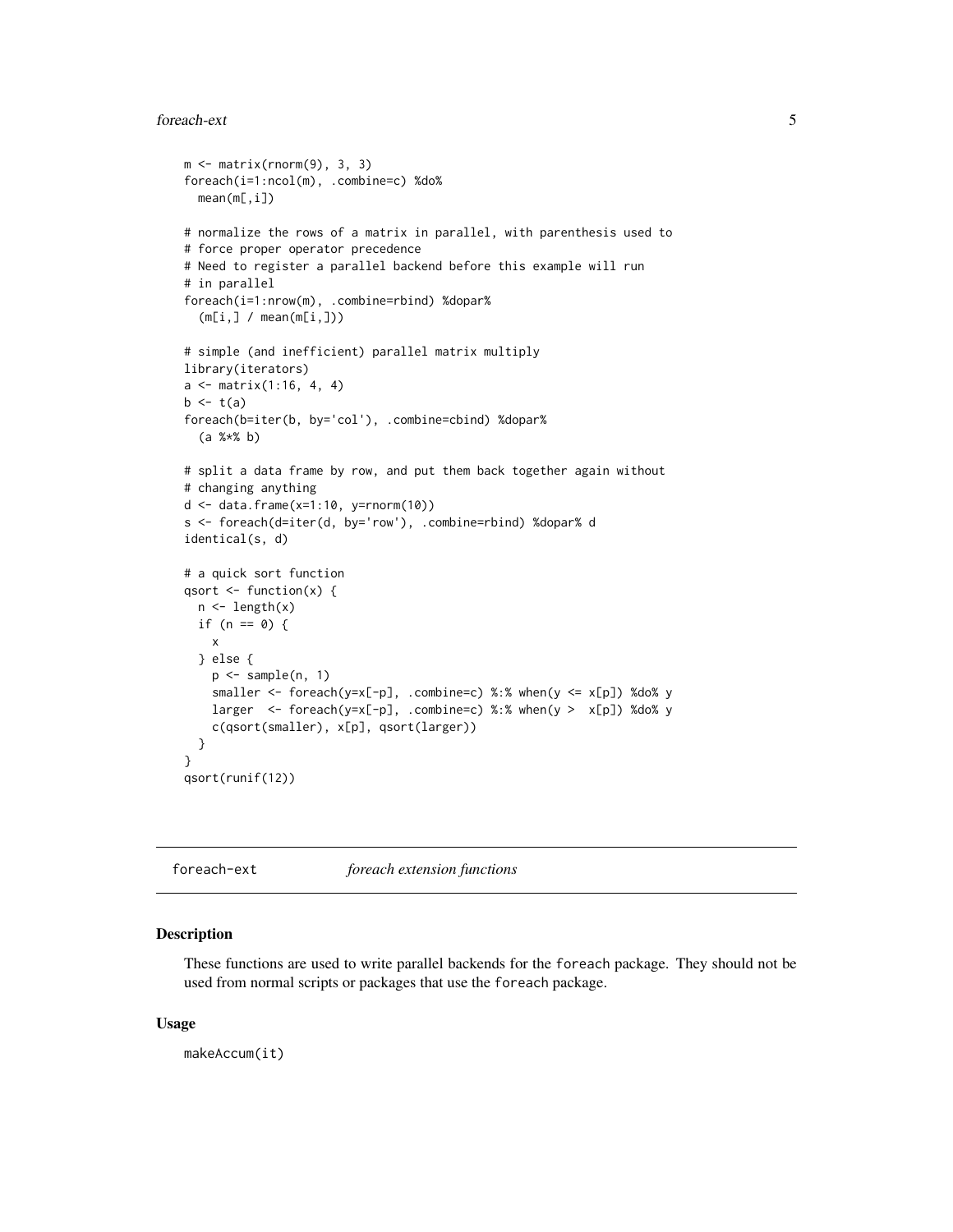```
m <- matrix(rnorm(9), 3, 3)
foreach(i=1:ncol(m), .combine=c) %do%
  mean(m[,i])

# normalize the rows of a matrix in parallel, with parenthesis used to
# force proper operator precedence
# Need to register a parallel backend before this example will run
# in parallel
foreach(i=1:nrow(m), .combine=rbind) %dopar%
  (m[i,] / mean(m[i,]))

# simple (and inefficient) parallel matrix multiply
library(iterators)
a <- matrix(1:16, 4, 4)
b <- t(a)
foreach(b=iter(b, by='col'), .combine=cbind) %dopar%
  (a %*% b)

# split a data frame by row, and put them back together again without
# changing anything
d <- data.frame(x=1:10, y=rnorm(10))
s <- foreach(d=iter(d, by='row'), .combine=rbind) %dopar% d
identical(s, d)

# a quick sort function
qsort <- function(x) {
  n <- length(x)
  if (n == 0) {
    x
  } else {
    p <- sample(n, 1)
    smaller <- foreach(y=x[-p], .combine=c) %:% when(y <= x[p]) %do% y
    larger  <- foreach(y=x[-p], .combine=c) %:% when(y >  x[p]) %do% y
    c(qsort(smaller), x[p], qsort(larger))
  }
}
qsort(runif(12))
```

---

## foreach-ext *foreach extension functions*

### Description

These functions are used to write parallel backends for the `foreach` package. They should not be used from normal scripts or packages that use the `foreach` package.

### Usage

```
makeAccum(it)
```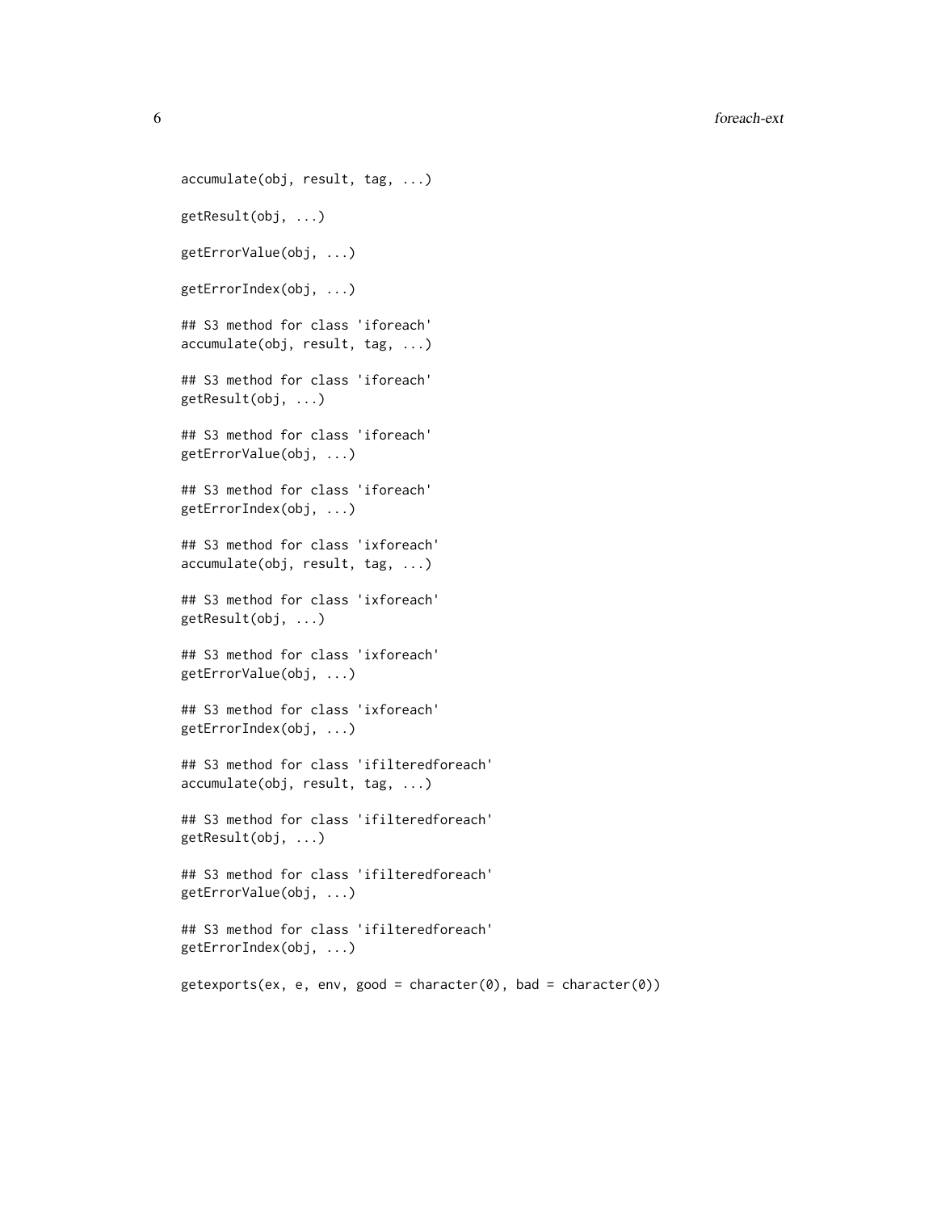```
accumulate(obj, result, tag, ...)

getResult(obj, ...)

getErrorValue(obj, ...)

getErrorIndex(obj, ...)

## S3 method for class 'iforeach'
accumulate(obj, result, tag, ...)

## S3 method for class 'iforeach'
getResult(obj, ...)

## S3 method for class 'iforeach'
getErrorValue(obj, ...)

## S3 method for class 'iforeach'
getErrorIndex(obj, ...)

## S3 method for class 'ixforeach'
accumulate(obj, result, tag, ...)

## S3 method for class 'ixforeach'
getResult(obj, ...)

## S3 method for class 'ixforeach'
getErrorValue(obj, ...)

## S3 method for class 'ixforeach'
getErrorIndex(obj, ...)

## S3 method for class 'ifilteredforeach'
accumulate(obj, result, tag, ...)

## S3 method for class 'ifilteredforeach'
getResult(obj, ...)

## S3 method for class 'ifilteredforeach'
getErrorValue(obj, ...)

## S3 method for class 'ifilteredforeach'
getErrorIndex(obj, ...)

getexports(ex, e, env, good = character(0), bad = character(0))
```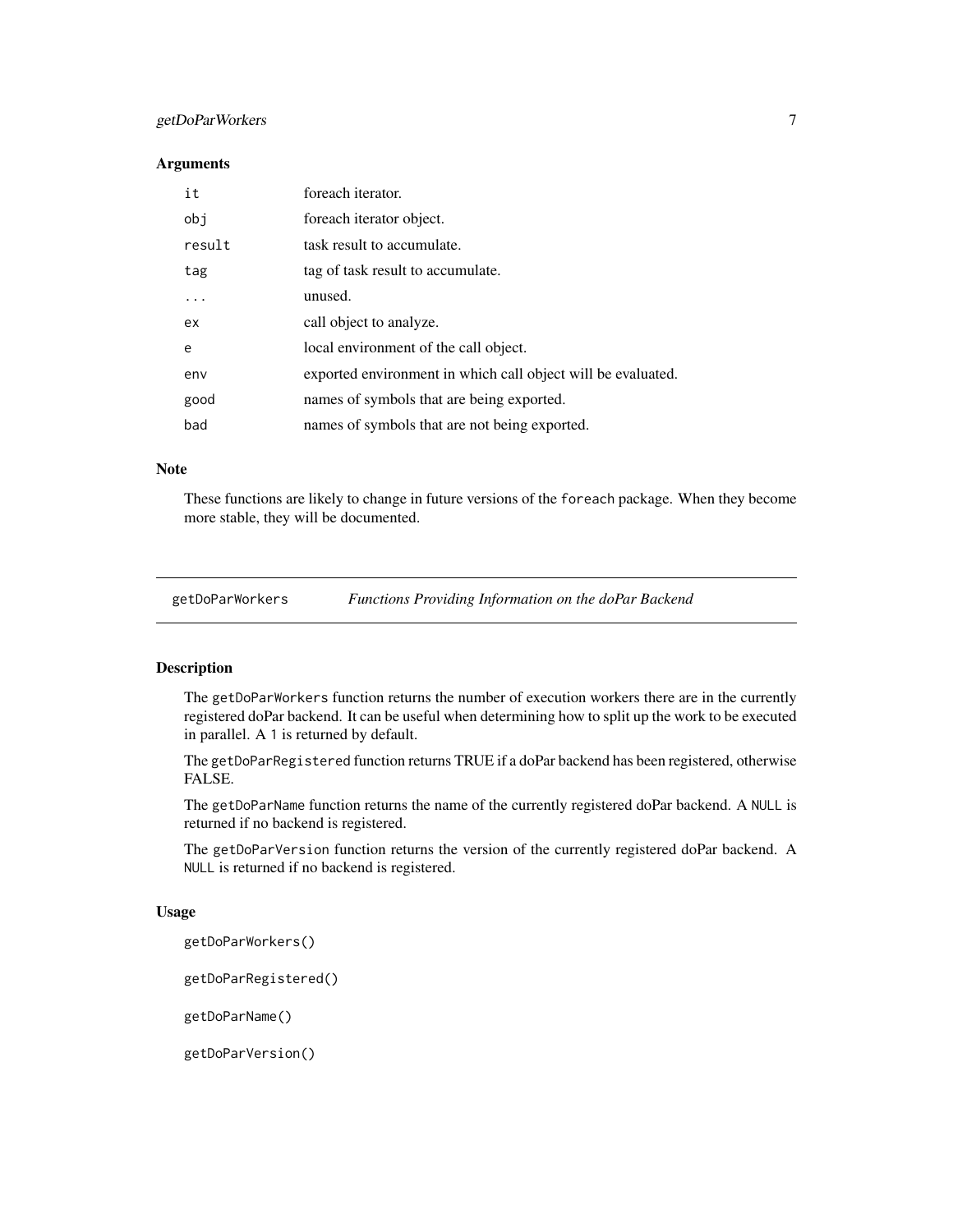### Arguments

| | |
|---|---|
| `it` | foreach iterator. |
| `obj` | foreach iterator object. |
| `result` | task result to accumulate. |
| `tag` | tag of task result to accumulate. |
| `...` | unused. |
| `ex` | call object to analyze. |
| `e` | local environment of the call object. |
| `env` | exported environment in which call object will be evaluated. |
| `good` | names of symbols that are being exported. |
| `bad` | names of symbols that are not being exported. |

### Note

These functions are likely to change in future versions of the `foreach` package. When they become more stable, they will be documented.

---

## `getDoParWorkers` *Functions Providing Information on the doPar Backend*

---

### Description

The `getDoParWorkers` function returns the number of execution workers there are in the currently registered doPar backend. It can be useful when determining how to split up the work to be executed in parallel. A `1` is returned by default.

The `getDoParRegistered` function returns TRUE if a doPar backend has been registered, otherwise FALSE.

The `getDoParName` function returns the name of the currently registered doPar backend. A `NULL` is returned if no backend is registered.

The `getDoParVersion` function returns the version of the currently registered doPar backend. A `NULL` is returned if no backend is registered.

### Usage

```
getDoParWorkers()

getDoParRegistered()

getDoParName()

getDoParVersion()
```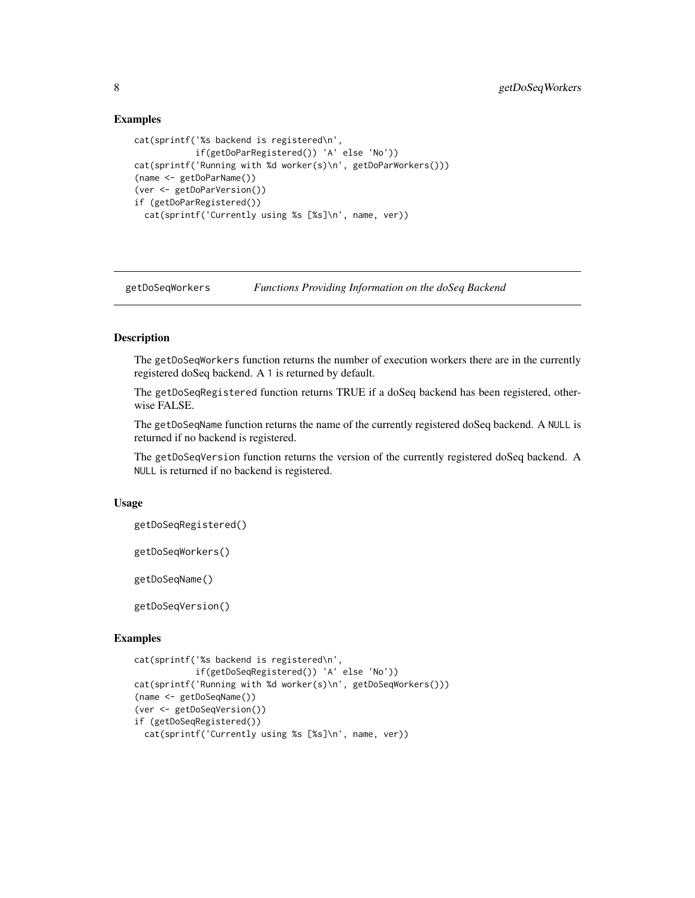### Examples

```
cat(sprintf('%s backend is registered\n',
            if(getDoParRegistered()) 'A' else 'No'))
cat(sprintf('Running with %d worker(s)\n', getDoParWorkers()))
(name <- getDoParName())
(ver <- getDoParVersion())
if (getDoParRegistered())
  cat(sprintf('Currently using %s [%s]\n', name, ver))
```

---

## getDoSeqWorkers    *Functions Providing Information on the doSeq Backend*

---

### Description

The `getDoSeqWorkers` function returns the number of execution workers there are in the currently registered doSeq backend. A `1` is returned by default.

The `getDoSeqRegistered` function returns TRUE if a doSeq backend has been registered, otherwise FALSE.

The `getDoSeqName` function returns the name of the currently registered doSeq backend. A `NULL` is returned if no backend is registered.

The `getDoSeqVersion` function returns the version of the currently registered doSeq backend. A `NULL` is returned if no backend is registered.

### Usage

```
getDoSeqRegistered()

getDoSeqWorkers()

getDoSeqName()

getDoSeqVersion()
```

### Examples

```
cat(sprintf('%s backend is registered\n',
            if(getDoSeqRegistered()) 'A' else 'No'))
cat(sprintf('Running with %d worker(s)\n', getDoSeqWorkers()))
(name <- getDoSeqName())
(ver <- getDoSeqVersion())
if (getDoSeqRegistered())
  cat(sprintf('Currently using %s [%s]\n', name, ver))
```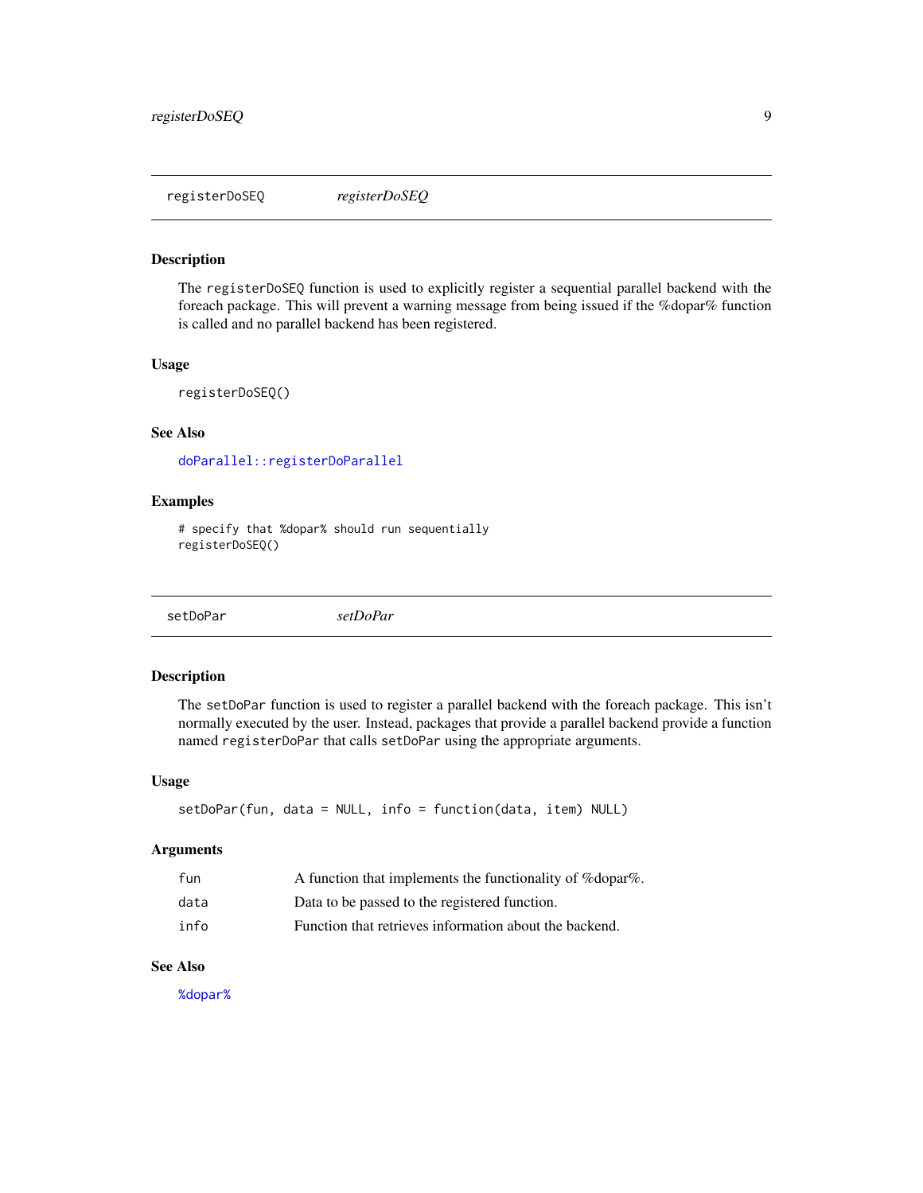## registerDoSEQ *registerDoSEQ*

### Description

The `registerDoSEQ` function is used to explicitly register a sequential parallel backend with the foreach package. This will prevent a warning message from being issued if the %dopar% function is called and no parallel backend has been registered.

### Usage

```
registerDoSEQ()
```

### See Also

`doParallel::registerDoParallel`

### Examples

```
# specify that %dopar% should run sequentially
registerDoSEQ()
```

## setDoPar *setDoPar*

### Description

The `setDoPar` function is used to register a parallel backend with the foreach package. This isn't normally executed by the user. Instead, packages that provide a parallel backend provide a function named `registerDoPar` that calls `setDoPar` using the appropriate arguments.

### Usage

```
setDoPar(fun, data = NULL, info = function(data, item) NULL)
```

### Arguments

| | |
|---|---|
| `fun` | A function that implements the functionality of %dopar%. |
| `data` | Data to be passed to the registered function. |
| `info` | Function that retrieves information about the backend. |

### See Also

`%dopar%`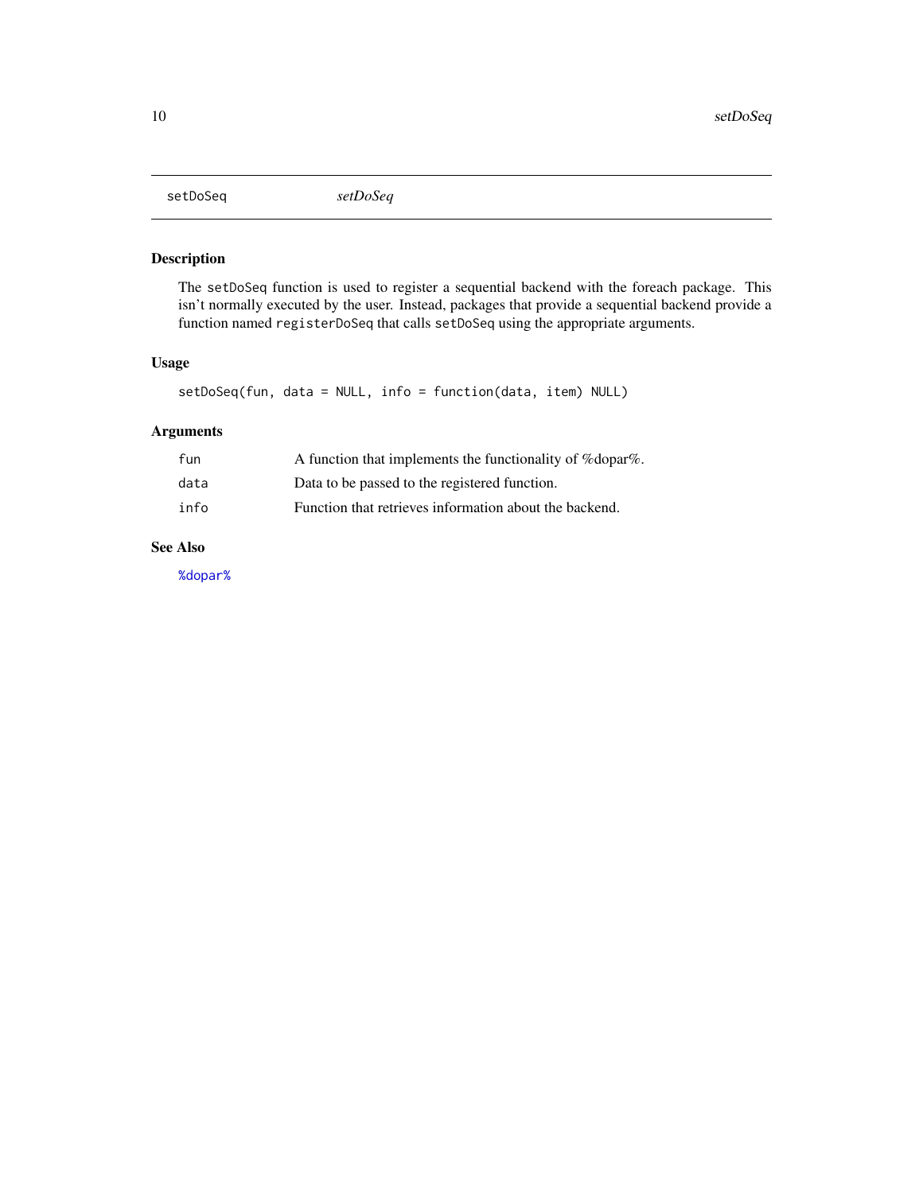## setDoSeq &nbsp;&nbsp;&nbsp; *setDoSeq*

### Description

The `setDoSeq` function is used to register a sequential backend with the foreach package. This isn't normally executed by the user. Instead, packages that provide a sequential backend provide a function named `registerDoSeq` that calls `setDoSeq` using the appropriate arguments.

### Usage

```
setDoSeq(fun, data = NULL, info = function(data, item) NULL)
```

### Arguments

| | |
|---|---|
| `fun` | A function that implements the functionality of %dopar%. |
| `data` | Data to be passed to the registered function. |
| `info` | Function that retrieves information about the backend. |

### See Also

`%dopar%`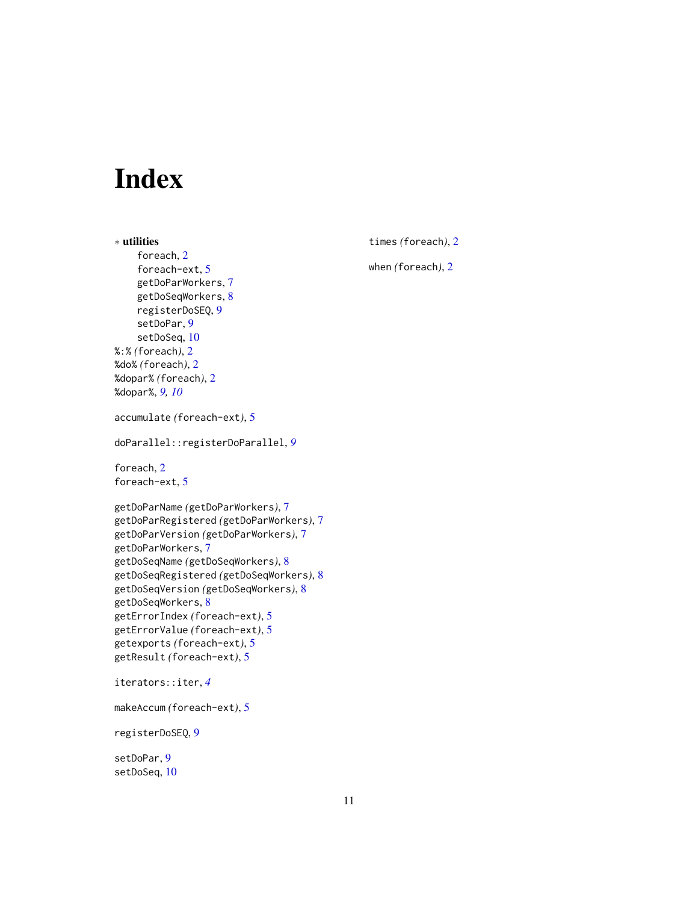# Index

* **utilities**
  - foreach, 2
  - foreach-ext, 5
  - getDoParWorkers, 7
  - getDoSeqWorkers, 8
  - registerDoSEQ, 9
  - setDoPar, 9
  - setDoSeq, 10

%:% *(foreach)*, 2
%do% *(foreach)*, 2
%dopar% *(foreach)*, 2
%dopar%, *9, 10*

accumulate *(foreach-ext)*, 5

doParallel::registerDoParallel, *9*

foreach, 2
foreach-ext, 5

getDoParName *(getDoParWorkers)*, 7
getDoParRegistered *(getDoParWorkers)*, 7
getDoParVersion *(getDoParWorkers)*, 7
getDoParWorkers, 7
getDoSeqName *(getDoSeqWorkers)*, 8
getDoSeqRegistered *(getDoSeqWorkers)*, 8
getDoSeqVersion *(getDoSeqWorkers)*, 8
getDoSeqWorkers, 8
getErrorIndex *(foreach-ext)*, 5
getErrorValue *(foreach-ext)*, 5
getexports *(foreach-ext)*, 5
getResult *(foreach-ext)*, 5

iterators::iter, *4*

makeAccum *(foreach-ext)*, 5

registerDoSEQ, 9

setDoPar, 9
setDoSeq, 10

times *(foreach)*, 2

when *(foreach)*, 2